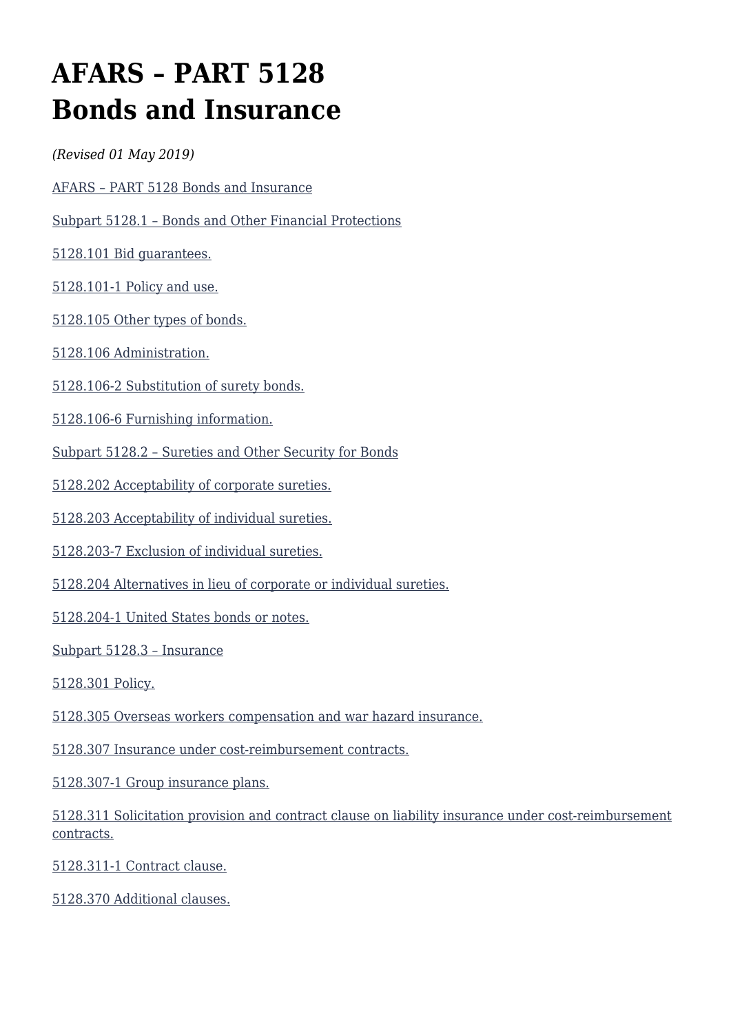# AFARS – PART 5128 Bonds and Insurance

*(Revised 01 May 2019)*

AFARS – PART 5128 Bonds and Insurance

Subpart 5128.1 – Bonds and Other Financial Protections

5128.101 Bid guarantees.

5128.101-1 Policy and use.

5128.105 Other types of bonds.

5128.106 Administration.

5128.106-2 Substitution of surety bonds.

5128.106-6 Furnishing information.

Subpart 5128.2 – Sureties and Other Security for Bonds

5128.202 Acceptability of corporate sureties.

5128.203 Acceptability of individual sureties.

5128.203-7 Exclusion of individual sureties.

5128.204 Alternatives in lieu of corporate or individual sureties.

5128.204-1 United States bonds or notes.

Subpart 5128.3 – Insurance

5128.301 Policy.

5128.305 Overseas workers compensation and war hazard insurance.

5128.307 Insurance under cost-reimbursement contracts.

5128.307-1 Group insurance plans.

5128.311 Solicitation provision and contract clause on liability insurance under cost-reimbursement contracts.

5128.311-1 Contract clause.

5128.370 Additional clauses.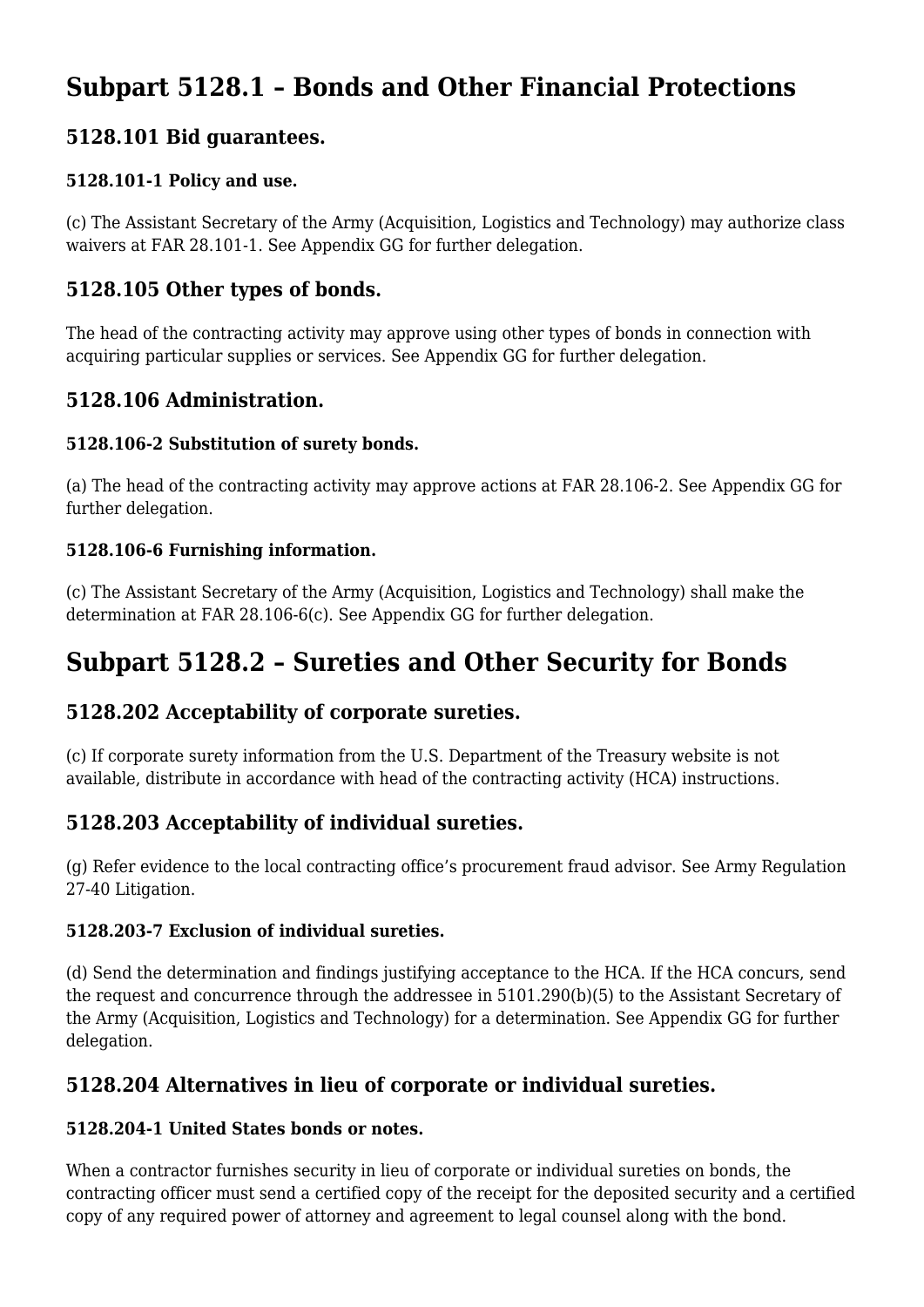# Subpart 5128.1 – Bonds and Other Financial Protections

## 5128.101 Bid guarantees.

### 5128.101-1 Policy and use.

(c) The Assistant Secretary of the Army (Acquisition, Logistics and Technology) may authorize class waivers at FAR 28.101-1. See Appendix GG for further delegation.

## 5128.105 Other types of bonds.

The head of the contracting activity may approve using other types of bonds in connection with acquiring particular supplies or services. See Appendix GG for further delegation.

## 5128.106 Administration.

### 5128.106-2 Substitution of surety bonds.

(a) The head of the contracting activity may approve actions at FAR 28.106-2. See Appendix GG for further delegation.

### 5128.106-6 Furnishing information.

(c) The Assistant Secretary of the Army (Acquisition, Logistics and Technology) shall make the determination at FAR 28.106-6(c). See Appendix GG for further delegation.

# Subpart 5128.2 – Sureties and Other Security for Bonds

## 5128.202 Acceptability of corporate sureties.

(c) If corporate surety information from the U.S. Department of the Treasury website is not available, distribute in accordance with head of the contracting activity (HCA) instructions.

## 5128.203 Acceptability of individual sureties.

(g) Refer evidence to the local contracting office's procurement fraud advisor. See Army Regulation 27-40 Litigation.

### 5128.203-7 Exclusion of individual sureties.

(d) Send the determination and findings justifying acceptance to the HCA. If the HCA concurs, send the request and concurrence through the addressee in 5101.290(b)(5) to the Assistant Secretary of the Army (Acquisition, Logistics and Technology) for a determination. See Appendix GG for further delegation.

## 5128.204 Alternatives in lieu of corporate or individual sureties.

### 5128.204-1 United States bonds or notes.

When a contractor furnishes security in lieu of corporate or individual sureties on bonds, the contracting officer must send a certified copy of the receipt for the deposited security and a certified copy of any required power of attorney and agreement to legal counsel along with the bond.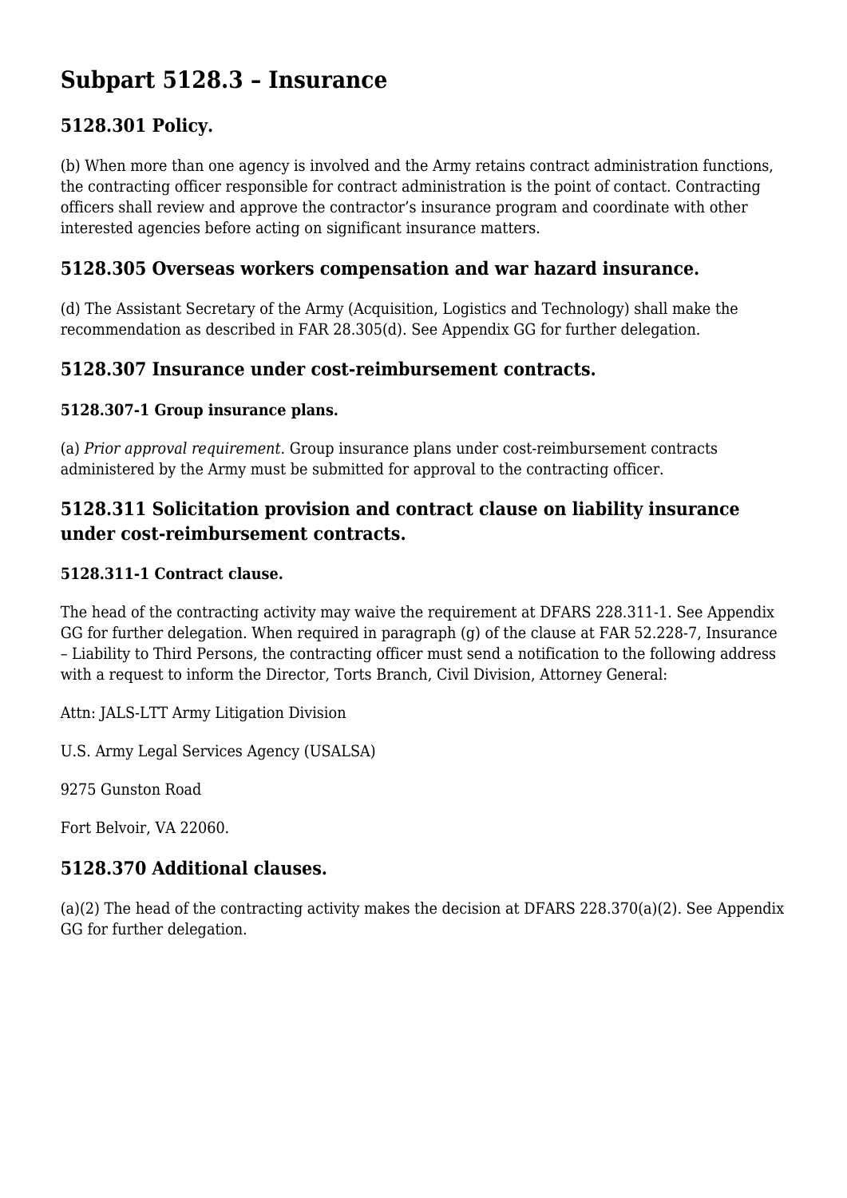# Subpart 5128.3 – Insurance

## 5128.301 Policy.

(b) When more than one agency is involved and the Army retains contract administration functions, the contracting officer responsible for contract administration is the point of contact. Contracting officers shall review and approve the contractor's insurance program and coordinate with other interested agencies before acting on significant insurance matters.

## 5128.305 Overseas workers compensation and war hazard insurance.

(d) The Assistant Secretary of the Army (Acquisition, Logistics and Technology) shall make the recommendation as described in FAR 28.305(d). See Appendix GG for further delegation.

## 5128.307 Insurance under cost-reimbursement contracts.

### 5128.307-1 Group insurance plans.

(a) *Prior approval requirement.* Group insurance plans under cost-reimbursement contracts administered by the Army must be submitted for approval to the contracting officer.

## 5128.311 Solicitation provision and contract clause on liability insurance under cost-reimbursement contracts.

### 5128.311-1 Contract clause.

The head of the contracting activity may waive the requirement at DFARS 228.311-1. See Appendix GG for further delegation. When required in paragraph (g) of the clause at FAR 52.228-7, Insurance – Liability to Third Persons, the contracting officer must send a notification to the following address with a request to inform the Director, Torts Branch, Civil Division, Attorney General:

Attn: JALS-LTT Army Litigation Division

U.S. Army Legal Services Agency (USALSA)

9275 Gunston Road

Fort Belvoir, VA 22060.

## 5128.370 Additional clauses.

(a)(2) The head of the contracting activity makes the decision at DFARS 228.370(a)(2). See Appendix GG for further delegation.